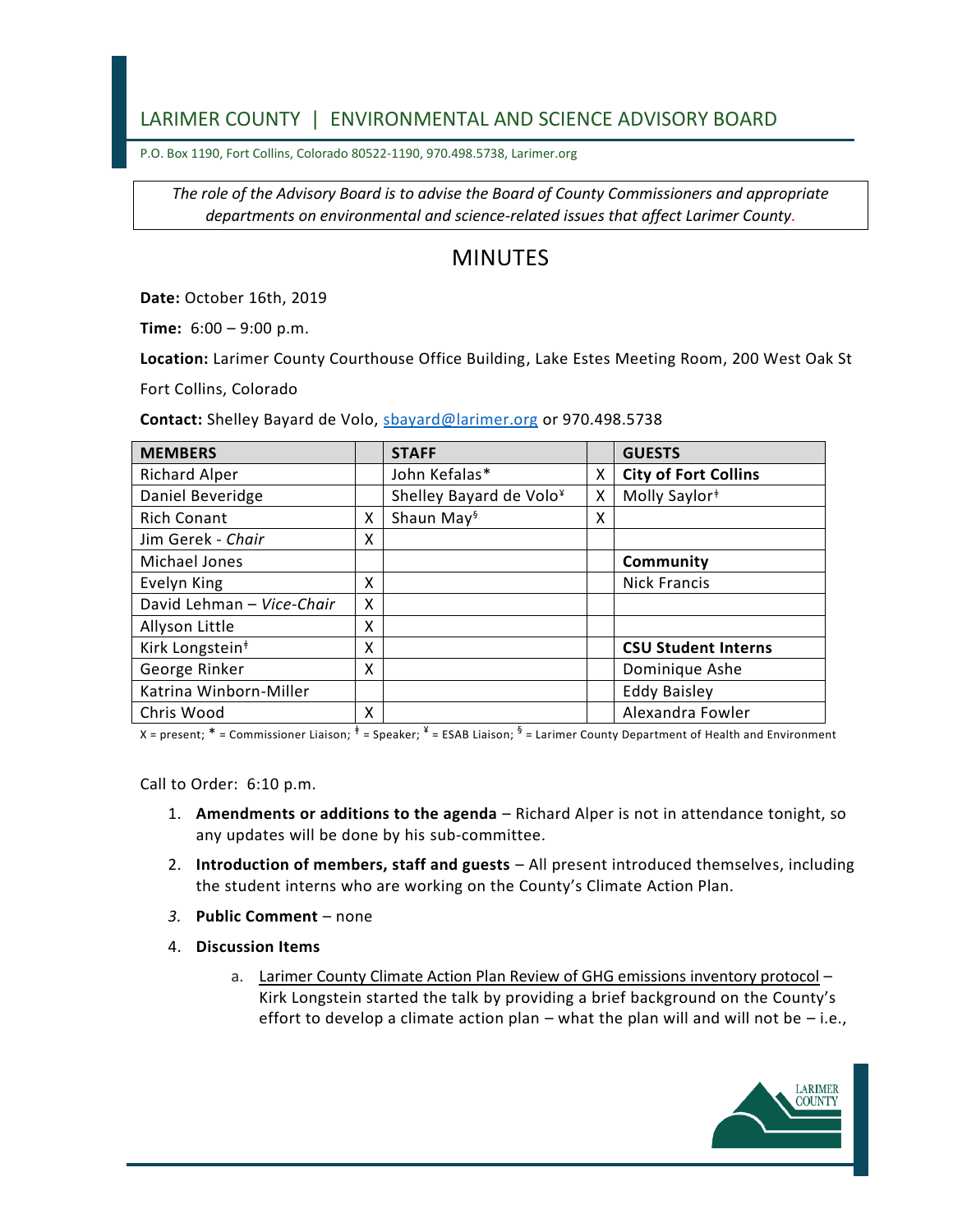# LARIMER COUNTY | ENVIRONMENTAL AND SCIENCE ADVISORY BOARD

P.O. Box 1190, Fort Collins, Colorado 80522-1190, 970.498.5738, Larimer.org

*The role of the Advisory Board is to advise the Board of County Commissioners and appropriate departments on environmental and science-related issues that affect Larimer County.*

## MINUTES

**Date:** October 16th, 2019

**Time:** 6:00 – 9:00 p.m.

**Location:** Larimer County Courthouse Office Building, Lake Estes Meeting Room, 200 West Oak St Fort Collins, Colorado

**Contact:** Shelley Bayard de Volo, sbayard@larimer.org or 970.498.5738

| MEMBERS | | STAFF | | GUESTS |
|---|---|---|---|---|
| Richard Alper | | John Kefalas* | X | **City of Fort Collins** |
| Daniel Beveridge | | Shelley Bayard de Volo¥ | X | Molly Saylor‡ |
| Rich Conant | X | Shaun May§ | X | |
| Jim Gerek - *Chair* | X | | | |
| Michael Jones | | | | **Community** |
| Evelyn King | X | | | Nick Francis |
| David Lehman – *Vice-Chair* | X | | | |
| Allyson Little | X | | | |
| Kirk Longstein‡ | X | | | **CSU Student Interns** |
| George Rinker | X | | | Dominique Ashe |
| Katrina Winborn-Miller | | | | Eddy Baisley |
| Chris Wood | X | | | Alexandra Fowler |

X = present; * = Commissioner Liaison; ‡ = Speaker; ¥ = ESAB Liaison; § = Larimer County Department of Health and Environment

Call to Order: 6:10 p.m.

1. **Amendments or additions to the agenda** – Richard Alper is not in attendance tonight, so any updates will be done by his sub-committee.
2. **Introduction of members, staff and guests** – All present introduced themselves, including the student interns who are working on the County's Climate Action Plan.
3. **Public Comment** – none
4. **Discussion Items**
   a. Larimer County Climate Action Plan Review of GHG emissions inventory protocol – Kirk Longstein started the talk by providing a brief background on the County's effort to develop a climate action plan – what the plan will and will not be – i.e.,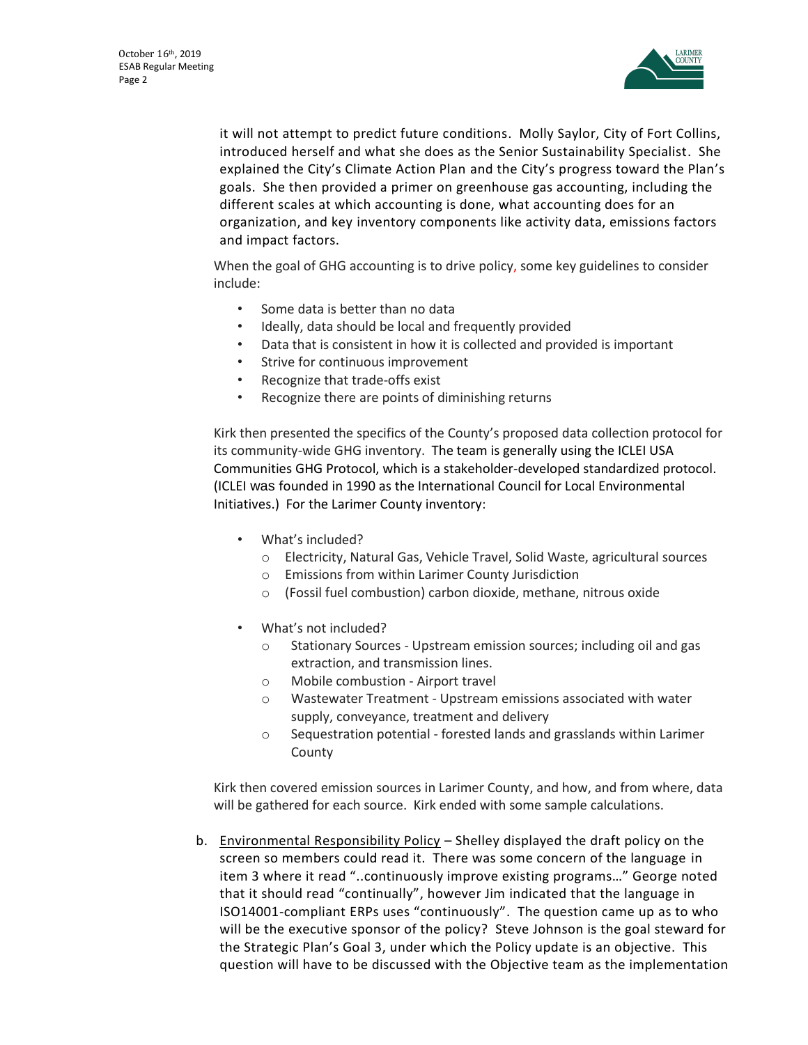it will not attempt to predict future conditions. Molly Saylor, City of Fort Collins, introduced herself and what she does as the Senior Sustainability Specialist. She explained the City's Climate Action Plan and the City's progress toward the Plan's goals. She then provided a primer on greenhouse gas accounting, including the different scales at which accounting is done, what accounting does for an organization, and key inventory components like activity data, emissions factors and impact factors.

When the goal of GHG accounting is to drive policy, some key guidelines to consider include:

- Some data is better than no data
- Ideally, data should be local and frequently provided
- Data that is consistent in how it is collected and provided is important
- Strive for continuous improvement
- Recognize that trade-offs exist
- Recognize there are points of diminishing returns

Kirk then presented the specifics of the County's proposed data collection protocol for its community-wide GHG inventory. The team is generally using the ICLEI USA Communities GHG Protocol, which is a stakeholder-developed standardized protocol. (ICLEI was founded in 1990 as the International Council for Local Environmental Initiatives.) For the Larimer County inventory:

- What's included?
  - Electricity, Natural Gas, Vehicle Travel, Solid Waste, agricultural sources
  - Emissions from within Larimer County Jurisdiction
  - (Fossil fuel combustion) carbon dioxide, methane, nitrous oxide
- What's not included?
  - Stationary Sources - Upstream emission sources; including oil and gas extraction, and transmission lines.
  - Mobile combustion - Airport travel
  - Wastewater Treatment - Upstream emissions associated with water supply, conveyance, treatment and delivery
  - Sequestration potential - forested lands and grasslands within Larimer County

Kirk then covered emission sources in Larimer County, and how, and from where, data will be gathered for each source. Kirk ended with some sample calculations.

b. Environmental Responsibility Policy – Shelley displayed the draft policy on the screen so members could read it. There was some concern of the language in item 3 where it read "..continuously improve existing programs…" George noted that it should read "continually", however Jim indicated that the language in ISO14001-compliant ERPs uses "continuously". The question came up as to who will be the executive sponsor of the policy? Steve Johnson is the goal steward for the Strategic Plan's Goal 3, under which the Policy update is an objective. This question will have to be discussed with the Objective team as the implementation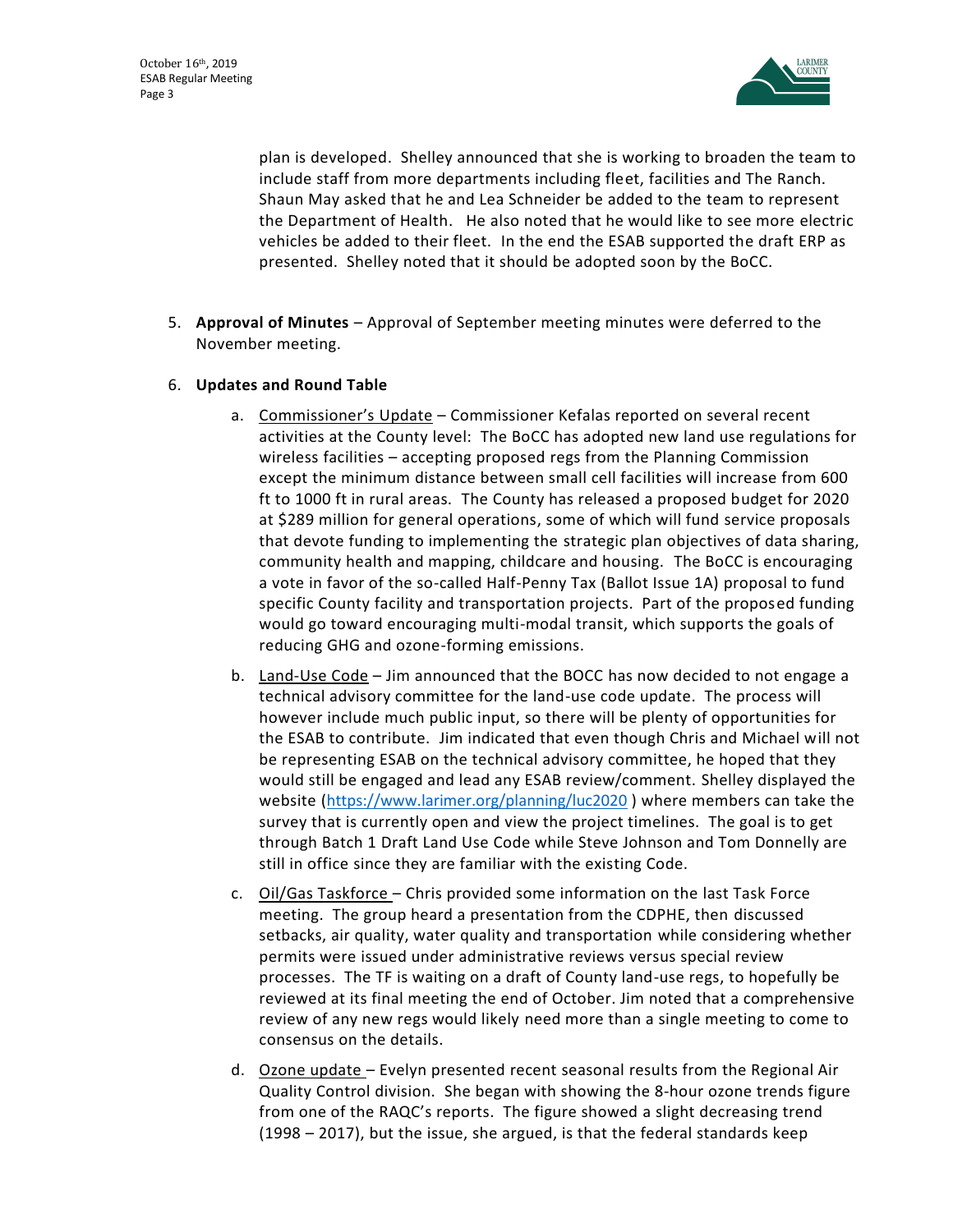plan is developed. Shelley announced that she is working to broaden the team to include staff from more departments including fleet, facilities and The Ranch. Shaun May asked that he and Lea Schneider be added to the team to represent the Department of Health. He also noted that he would like to see more electric vehicles be added to their fleet. In the end the ESAB supported the draft ERP as presented. Shelley noted that it should be adopted soon by the BoCC.

5. **Approval of Minutes** – Approval of September meeting minutes were deferred to the November meeting.

6. **Updates and Round Table**

   a. Commissioner's Update – Commissioner Kefalas reported on several recent activities at the County level: The BoCC has adopted new land use regulations for wireless facilities – accepting proposed regs from the Planning Commission except the minimum distance between small cell facilities will increase from 600 ft to 1000 ft in rural areas. The County has released a proposed budget for 2020 at $289 million for general operations, some of which will fund service proposals that devote funding to implementing the strategic plan objectives of data sharing, community health and mapping, childcare and housing. The BoCC is encouraging a vote in favor of the so-called Half-Penny Tax (Ballot Issue 1A) proposal to fund specific County facility and transportation projects. Part of the proposed funding would go toward encouraging multi-modal transit, which supports the goals of reducing GHG and ozone-forming emissions.

   b. Land-Use Code – Jim announced that the BOCC has now decided to not engage a technical advisory committee for the land-use code update. The process will however include much public input, so there will be plenty of opportunities for the ESAB to contribute. Jim indicated that even though Chris and Michael will not be representing ESAB on the technical advisory committee, he hoped that they would still be engaged and lead any ESAB review/comment. Shelley displayed the website (https://www.larimer.org/planning/luc2020 ) where members can take the survey that is currently open and view the project timelines. The goal is to get through Batch 1 Draft Land Use Code while Steve Johnson and Tom Donnelly are still in office since they are familiar with the existing Code.

   c. Oil/Gas Taskforce – Chris provided some information on the last Task Force meeting. The group heard a presentation from the CDPHE, then discussed setbacks, air quality, water quality and transportation while considering whether permits were issued under administrative reviews versus special review processes. The TF is waiting on a draft of County land-use regs, to hopefully be reviewed at its final meeting the end of October. Jim noted that a comprehensive review of any new regs would likely need more than a single meeting to come to consensus on the details.

   d. Ozone update – Evelyn presented recent seasonal results from the Regional Air Quality Control division. She began with showing the 8-hour ozone trends figure from one of the RAQC's reports. The figure showed a slight decreasing trend (1998 – 2017), but the issue, she argued, is that the federal standards keep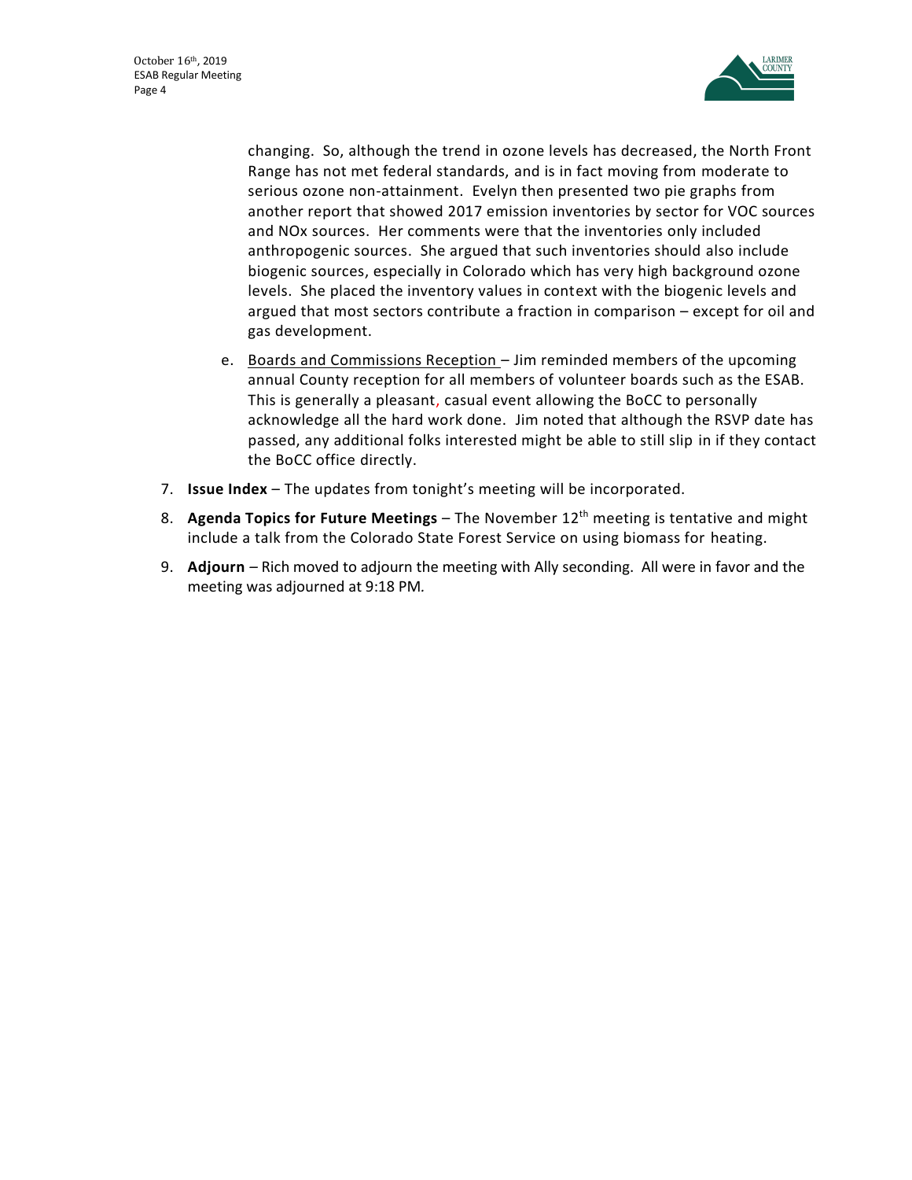changing. So, although the trend in ozone levels has decreased, the North Front Range has not met federal standards, and is in fact moving from moderate to serious ozone non-attainment. Evelyn then presented two pie graphs from another report that showed 2017 emission inventories by sector for VOC sources and NOx sources. Her comments were that the inventories only included anthropogenic sources. She argued that such inventories should also include biogenic sources, especially in Colorado which has very high background ozone levels. She placed the inventory values in context with the biogenic levels and argued that most sectors contribute a fraction in comparison – except for oil and gas development.

e. Boards and Commissions Reception – Jim reminded members of the upcoming annual County reception for all members of volunteer boards such as the ESAB. This is generally a pleasant, casual event allowing the BoCC to personally acknowledge all the hard work done. Jim noted that although the RSVP date has passed, any additional folks interested might be able to still slip in if they contact the BoCC office directly.

7. **Issue Index** – The updates from tonight's meeting will be incorporated.
8. **Agenda Topics for Future Meetings** – The November 12th meeting is tentative and might include a talk from the Colorado State Forest Service on using biomass for heating.
9. **Adjourn** – Rich moved to adjourn the meeting with Ally seconding. All were in favor and the meeting was adjourned at 9:18 PM.